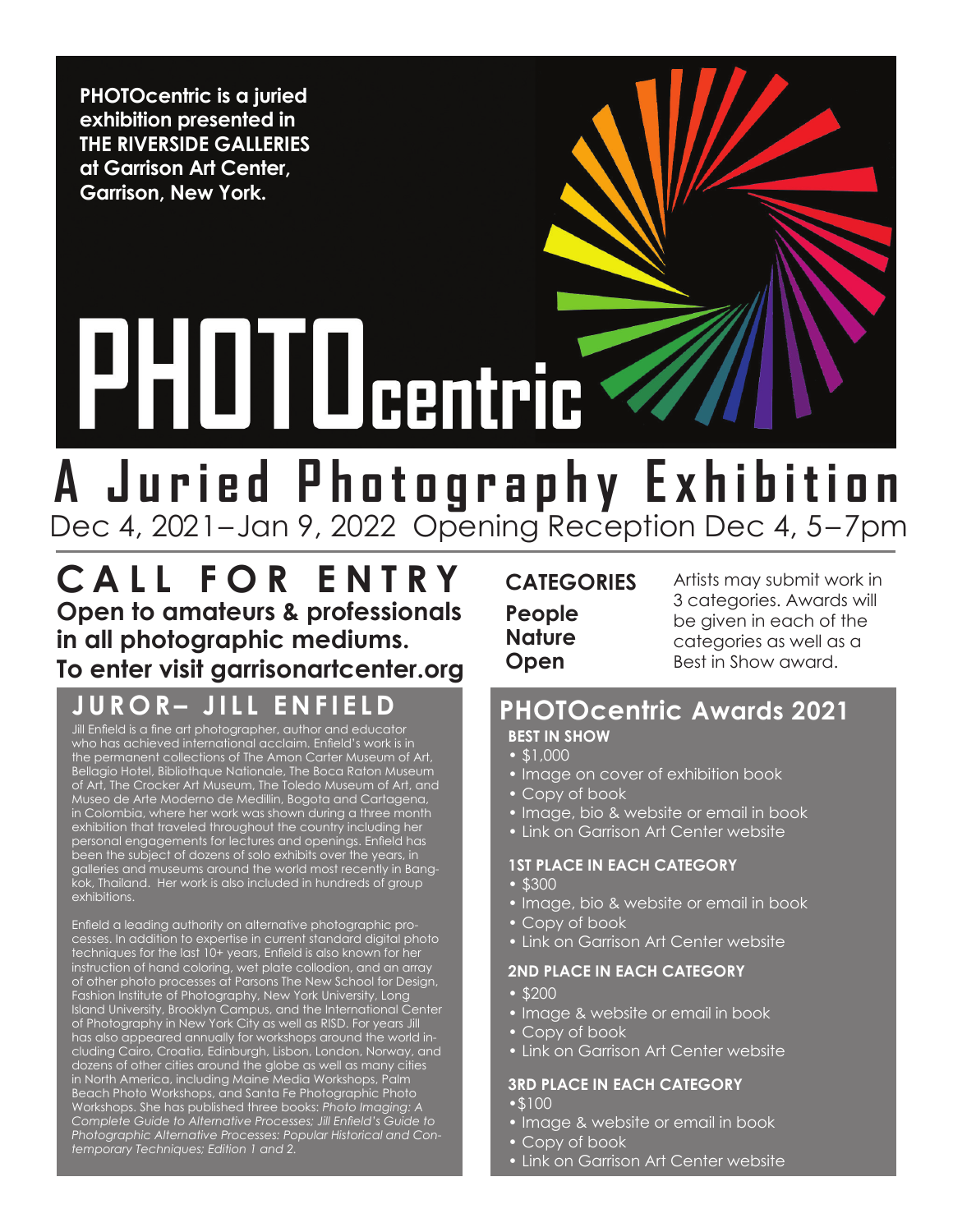**PHOTOcentric is a juried exhibition presented in THE RIVERSIDE GALLERIES at Garrison Art Center, Garrison, New York.**

# PHOTOcentric

## A Juried Photography Exhibition

Dec 4, 2021–Jan 9, 2022 Opening Reception Dec 4, 5–7pm

## CALL FOR ENTRY

**Open to amateurs & professionals in all photographic mediums.**

**To enter visit garrisonartcenter.org**

## JUROR– JILL ENFIELD

Jill Enfield is a fine art photographer, author and educator who has achieved international acclaim. Enfield's work is in the permanent collections of The Amon Carter Museum of Art, Bellagio Hotel, Bibliothque Nationale, The Boca Raton Museum of Art, The Crocker Art Museum, The Toledo Museum of Art, and Museo de Arte Moderno de Medillin, Bogota and Cartagena, in Colombia, where her work was shown during a three month exhibition that traveled throughout the country including her personal engagements for lectures and openings. Enfield has been the subject of dozens of solo exhibits over the years, in galleries and museums around the world most recently in Bangkok, Thailand. Her work is also included in hundreds of group exhibitions.

Enfield a leading authority on alternative photographic processes. In addition to expertise in current standard digital photo techniques for the last 10+ years, Enfield is also known for her instruction of hand coloring, wet plate collodion, and an array of other photo processes at Parsons The New School for Design, Fashion Institute of Photography, New York University, Long Island University, Brooklyn Campus, and the International Center of Photography in New York City as well as RISD. For years Jill has also appeared annually for workshops around the world including Cairo, Croatia, Edinburgh, Lisbon, London, Norway, and dozens of other cities around the globe as well as many cities in North America, including Maine Media Workshops, Palm Beach Photo Workshops, and Santa Fe Photographic Photo Workshops. She has published three books: *Photo Imaging: A Complete Guide to Alternative Processes; Jill Enfield's Guide to Photographic Alternative Processes: Popular Historical and Contemporary Techniques; Edition 1 and 2.*

## CATEGORIES

**People**
**Nature**
**Open**

Artists may submit work in 3 categories. Awards will be given in each of the categories as well as a Best in Show award.

## PHOTOcentric Awards 2021

### BEST IN SHOW

- $1,000
- Image on cover of exhibition book
- Copy of book
- Image, bio & website or email in book
- Link on Garrison Art Center website

### 1ST PLACE IN EACH CATEGORY

- $300
- Image, bio & website or email in book
- Copy of book
- Link on Garrison Art Center website

### 2ND PLACE IN EACH CATEGORY

- $200
- Image & website or email in book
- Copy of book
- Link on Garrison Art Center website

### 3RD PLACE IN EACH CATEGORY

- $100
- Image & website or email in book
- Copy of book
- Link on Garrison Art Center website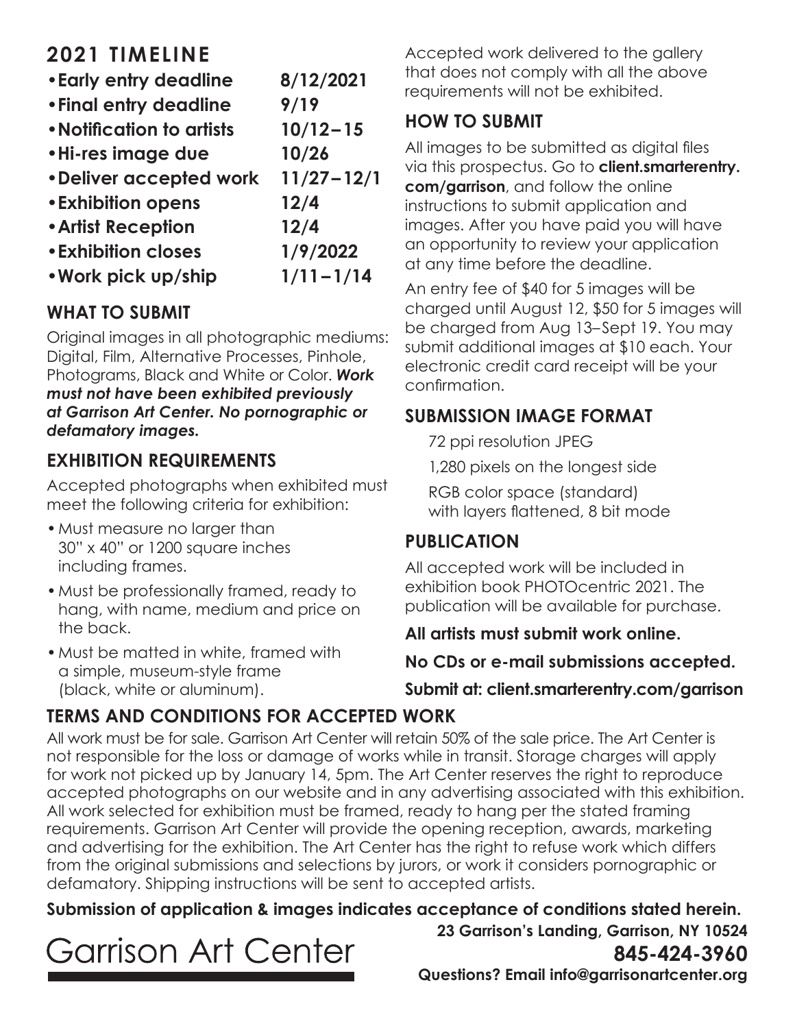## 2021 TIMELINE

| | |
|---|---|
| **•Early entry deadline** | **8/12/2021** |
| **•Final entry deadline** | **9/19** |
| **•Notification to artists** | **10/12–15** |
| **•Hi-res image due** | **10/26** |
| **•Deliver accepted work** | **11/27–12/1** |
| **•Exhibition opens** | **12/4** |
| **•Artist Reception** | **12/4** |
| **•Exhibition closes** | **1/9/2022** |
| **•Work pick up/ship** | **1/11–1/14** |

## WHAT TO SUBMIT

Original images in all photographic mediums: Digital, Film, Alternative Processes, Pinhole, Photograms, Black and White or Color. ***Work must not have been exhibited previously at Garrison Art Center. No pornographic or defamatory images.***

## EXHIBITION REQUIREMENTS

Accepted photographs when exhibited must meet the following criteria for exhibition:

- Must measure no larger than 30" x 40" or 1200 square inches including frames.
- Must be professionally framed, ready to hang, with name, medium and price on the back.
- Must be matted in white, framed with a simple, museum-style frame (black, white or aluminum).

Accepted work delivered to the gallery that does not comply with all the above requirements will not be exhibited.

## HOW TO SUBMIT

All images to be submitted as digital files via this prospectus. Go to **client.smarterentry.com/garrison**, and follow the online instructions to submit application and images. After you have paid you will have an opportunity to review your application at any time before the deadline.

An entry fee of $40 for 5 images will be charged until August 12, $50 for 5 images will be charged from Aug 13–Sept 19. You may submit additional images at $10 each. Your electronic credit card receipt will be your confirmation.

## SUBMISSION IMAGE FORMAT

72 ppi resolution JPEG

1,280 pixels on the longest side

RGB color space (standard) with layers flattened, 8 bit mode

## PUBLICATION

All accepted work will be included in exhibition book PHOTOcentric 2021. The publication will be available for purchase.

**All artists must submit work online.**

**No CDs or e-mail submissions accepted.**

**Submit at: client.smarterentry.com/garrison**

## TERMS AND CONDITIONS FOR ACCEPTED WORK

All work must be for sale. Garrison Art Center will retain 50% of the sale price. The Art Center is not responsible for the loss or damage of works while in transit. Storage charges will apply for work not picked up by January 14, 5pm. The Art Center reserves the right to reproduce accepted photographs on our website and in any advertising associated with this exhibition. All work selected for exhibition must be framed, ready to hang per the stated framing requirements. Garrison Art Center will provide the opening reception, awards, marketing and advertising for the exhibition. The Art Center has the right to refuse work which differs from the original submissions and selections by jurors, or work it considers pornographic or defamatory. Shipping instructions will be sent to accepted artists.

**Submission of application & images indicates acceptance of conditions stated herein.**

Garrison Art Center

**23 Garrison's Landing, Garrison, NY 10524**

**845-424-3960**

**Questions? Email info@garrisonartcenter.org**